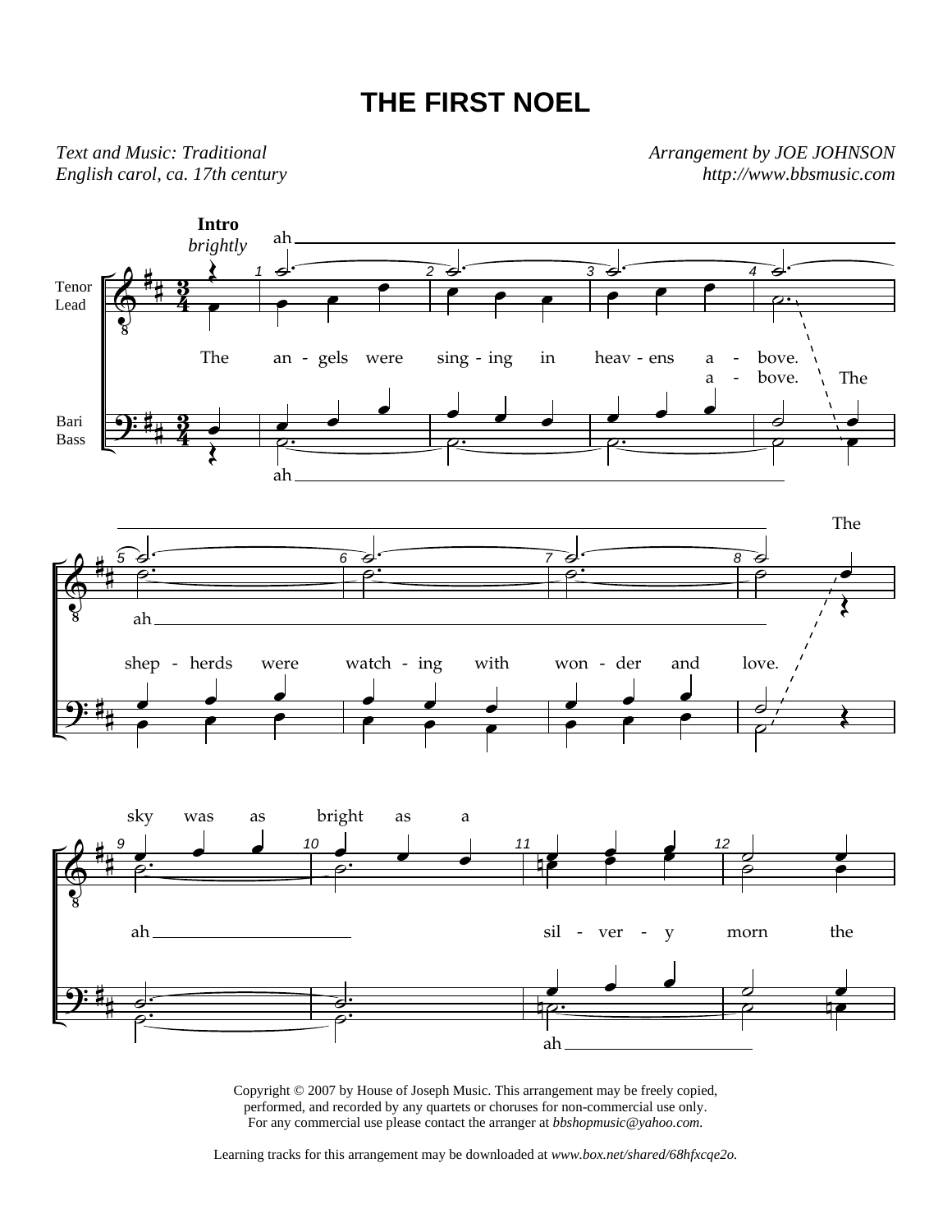# THE FIRST NOEL

*Text and Music: Traditional*
*English carol, ca. 17th century*

*Arrangement by JOE JOHNSON*
*http://www.bbsmusic.com*

Copyright © 2007 by House of Joseph Music. This arrangement may be freely copied, performed, and recorded by any quartets or choruses for non-commercial use only. For any commercial use please contact the arranger at *bbshopmusic@yahoo.com.*

Learning tracks for this arrangement may be downloaded at *www.box.net/shared/68hfxcqe2o.*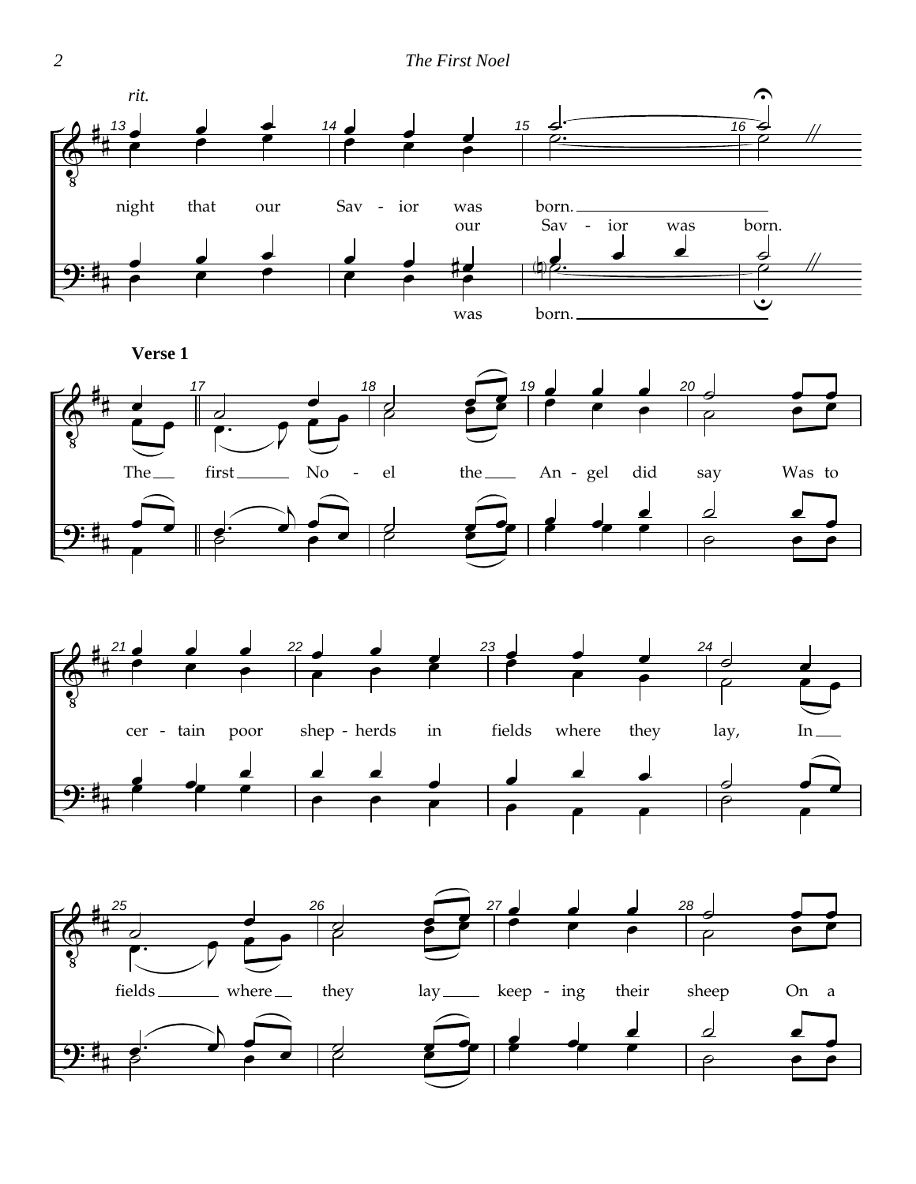*rit.*

night that our Sav - ior was born.
our Sav - ior was born.
was born.

**Verse 1**

The first No - el the An - gel did say Was to

cer - tain poor shep - herds in fields where they lay, In

fields where they lay keep - ing their sheep On a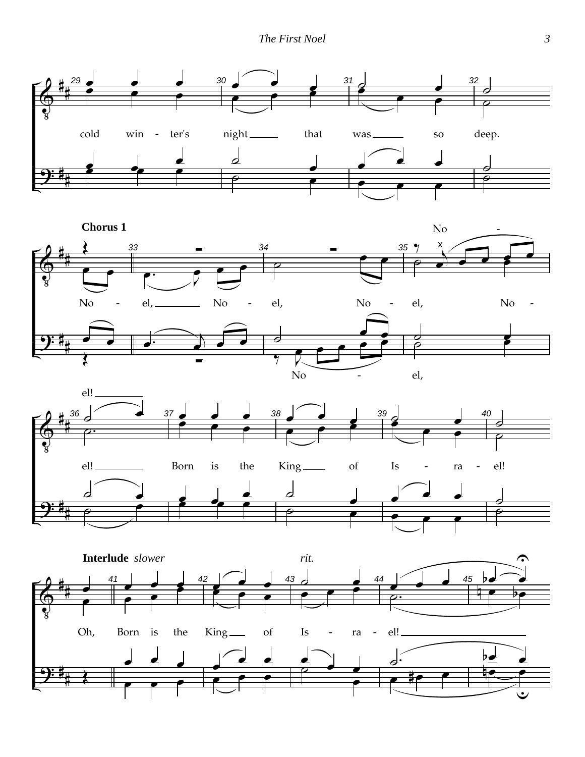cold win - ter's night that was so deep.

**Chorus 1**

No - el, Noel, No - el, No - el, No - el!

No - el, No - el,

el! Born is the King of Is - ra - el!

**Interlude** *slower* *rit.*

Oh, Born is the King of Is - ra - el!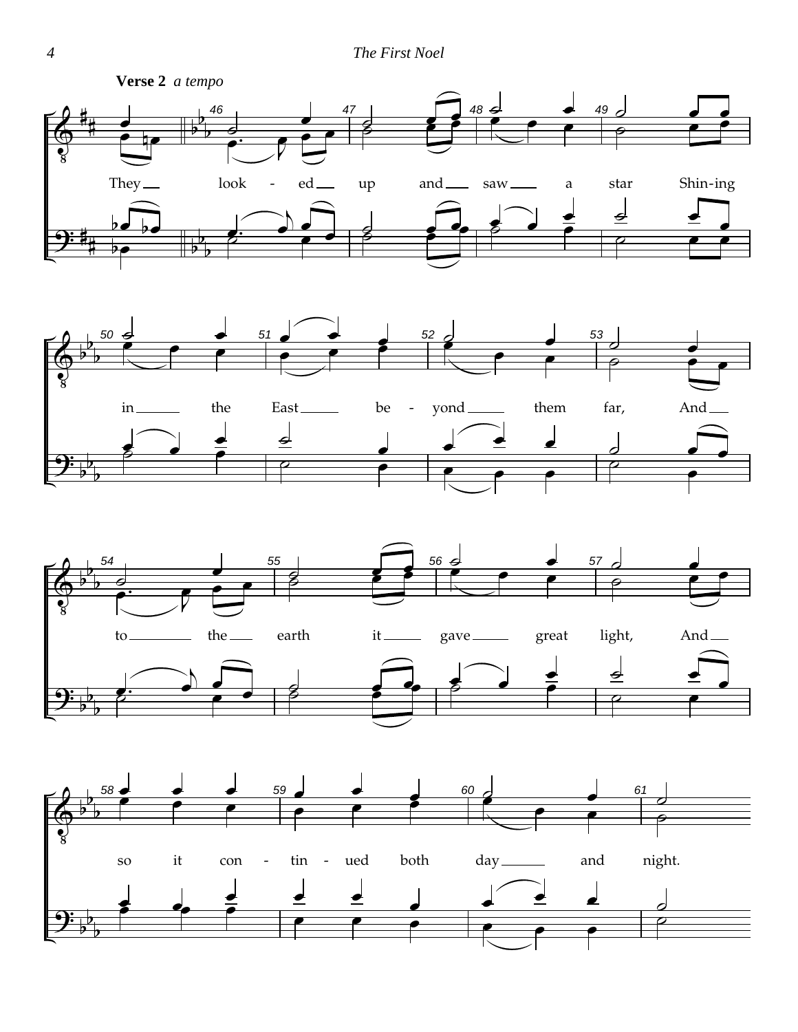**Verse 2** *a tempo*

They look - ed up and saw a star Shin-ing in the East be - yond them far, And to the earth it gave great light, And so it con - tin - ued both day and night.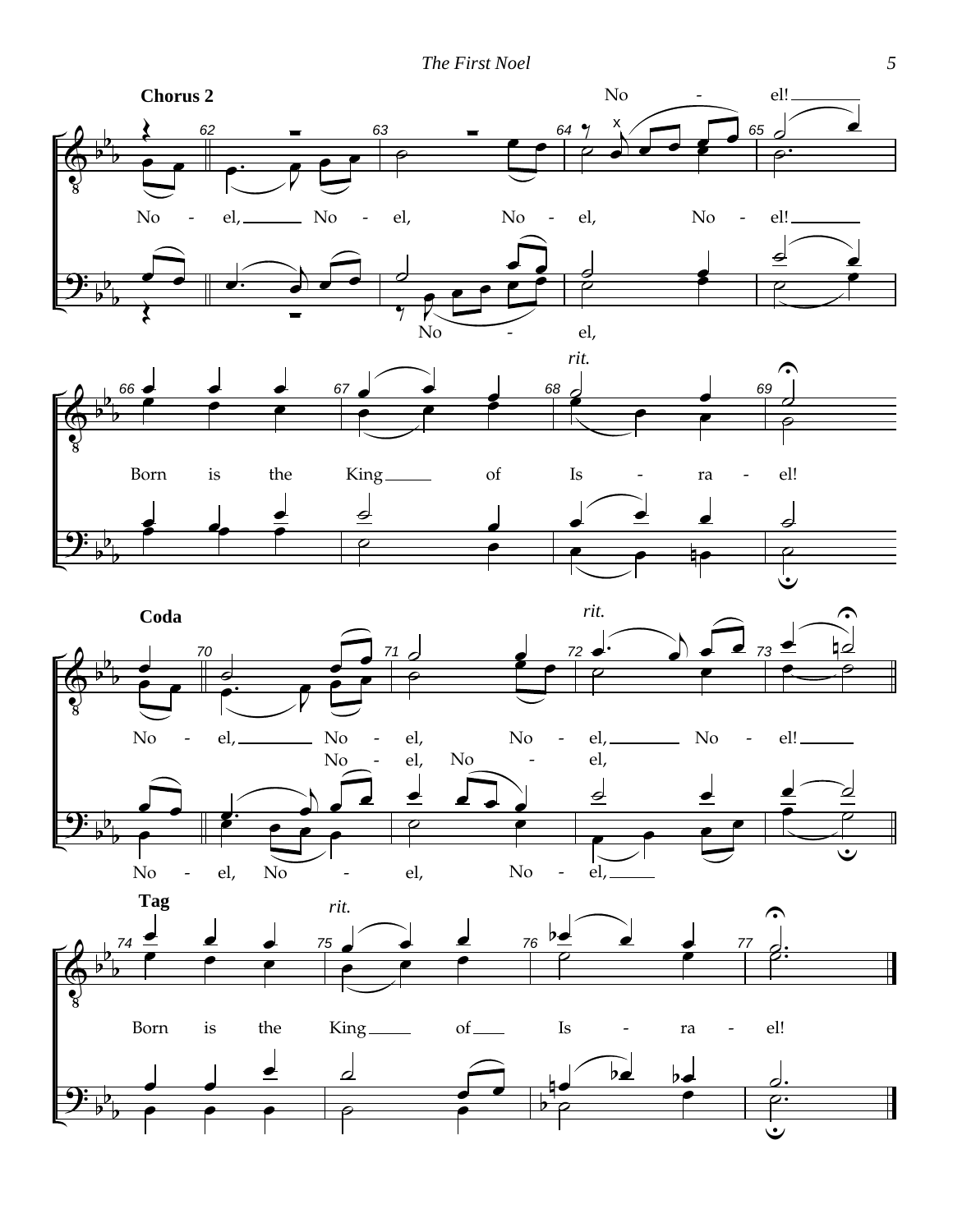**Chorus 2**

No - el!

No - el, No - el, No - el, No - el!

No - el,

Born is the King of Is - ra - el!

*rit.*

**Coda**

*rit.*

No - el, No - el, No - el, No - el!

No - el, No - el,

No - el, No - el, No - el,

**Tag**

*rit.*

Born is the King of Is - ra - el!